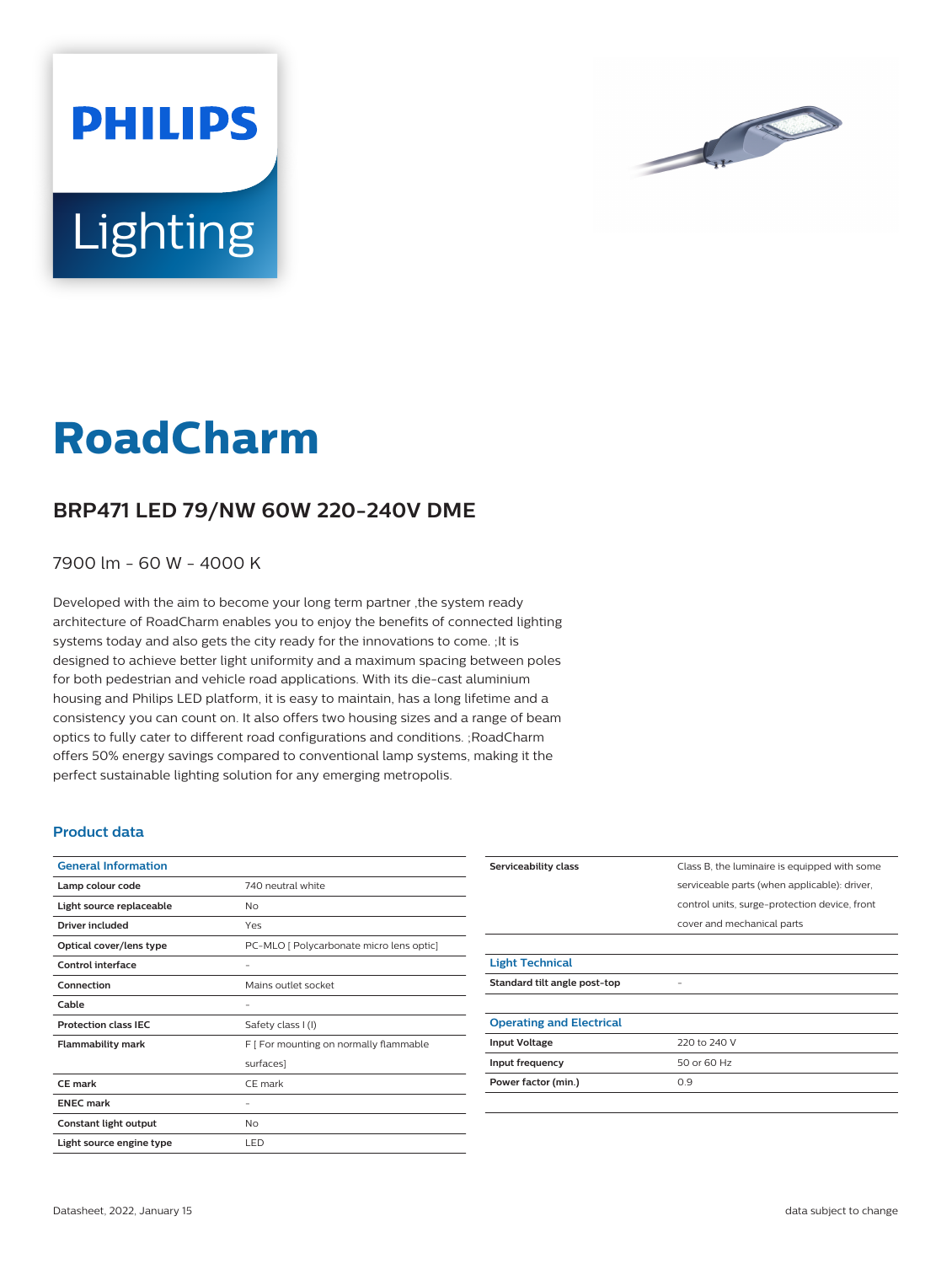PHILIPS

Lighting

# RoadCharm

## BRP471 LED 79/NW 60W 220-240V DME

7900 lm - 60 W - 4000 K

Developed with the aim to become your long term partner ,the system ready architecture of RoadCharm enables you to enjoy the benefits of connected lighting systems today and also gets the city ready for the innovations to come. ;It is designed to achieve better light uniformity and a maximum spacing between poles for both pedestrian and vehicle road applications. With its die-cast aluminium housing and Philips LED platform, it is easy to maintain, has a long lifetime and a consistency you can count on. It also offers two housing sizes and a range of beam optics to fully cater to different road configurations and conditions. ;RoadCharm offers 50% energy savings compared to conventional lamp systems, making it the perfect sustainable lighting solution for any emerging metropolis.

### Product data

| General Information | |
|---|---|
| Lamp colour code | 740 neutral white |
| Light source replaceable | No |
| Driver included | Yes |
| Optical cover/lens type | PC-MLO [ Polycarbonate micro lens optic] |
| Control interface | - |
| Connection | Mains outlet socket |
| Cable | - |
| Protection class IEC | Safety class I (I) |
| Flammability mark | F [ For mounting on normally flammable surfaces] |
| CE mark | CE mark |
| ENEC mark | - |
| Constant light output | No |
| Light source engine type | LED |
| Serviceability class | Class B, the luminaire is equipped with some serviceable parts (when applicable): driver, control units, surge-protection device, front cover and mechanical parts |

| Light Technical | |
|---|---|
| Standard tilt angle post-top | - |

| Operating and Electrical | |
|---|---|
| Input Voltage | 220 to 240 V |
| Input frequency | 50 or 60 Hz |
| Power factor (min.) | 0.9 |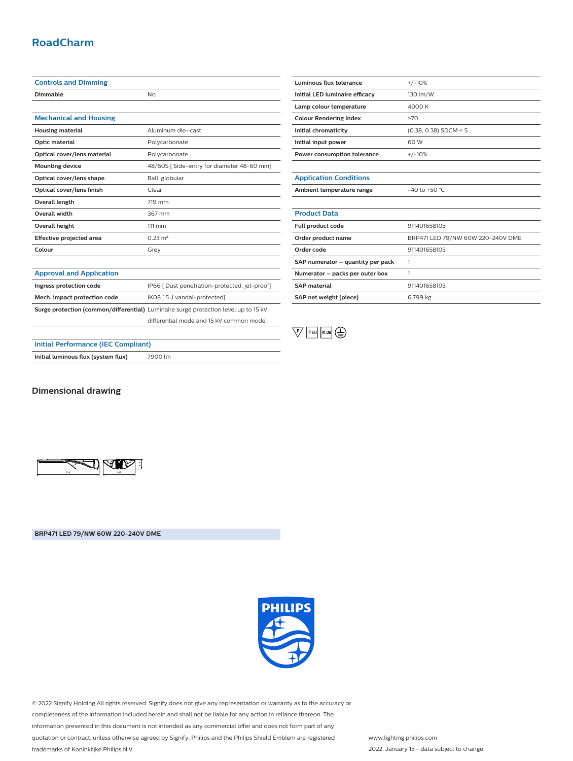# RoadCharm

| Controls and Dimming | |
|---|---|
| **Dimmable** | No |

| Mechanical and Housing | |
|---|---|
| **Housing material** | Aluminum die-cast |
| **Optic material** | Polycarbonate |
| **Optical cover/lens material** | Polycarbonate |
| **Mounting device** | 48/60S [ Side-entry for diameter 48-60 mm] |
| **Optical cover/lens shape** | Ball, globular |
| **Optical cover/lens finish** | Clear |
| **Overall length** | 719 mm |
| **Overall width** | 367 mm |
| **Overall height** | 111 mm |
| **Effective projected area** | 0.23 m² |
| **Colour** | Grey |

| Approval and Application | |
|---|---|
| **Ingress protection code** | IP66 [ Dust penetration-protected, jet-proof] |
| **Mech. impact protection code** | IK08 [ 5 J vandal-protected] |
| **Surge protection (common/differential)** | Luminaire surge protection level up to 15 kV differential mode and 15 kV common mode |

| Initial Performance (IEC Compliant) | |
|---|---|
| **Initial luminous flux (system flux)** | 7900 lm |
| **Luminous flux tolerance** | +/-10% |
| **Initial LED luminaire efficacy** | 130 lm/W |
| **Lamp colour temperature** | 4000 K |
| **Colour Rendering Index** | >70 |
| **Initial chromaticity** | (0.38, 0.38) SDCM < 5 |
| **Initial input power** | 60 W |
| **Power consumption tolerance** | +/-10% |

| Application Conditions | |
|---|---|
| **Ambient temperature range** | -40 to +50 °C |

| Product Data | |
|---|---|
| **Full product code** | 911401658105 |
| **Order product name** | BRP471 LED 79/NW 60W 220-240V DME |
| **Order code** | 911401658105 |
| **SAP numerator – quantity per pack** | 1 |
| **Numerator – packs per outer box** | 1 |
| **SAP material** | 911401658105 |
| **SAP net weight (piece)** | 6.799 kg |

F IP66 IK08

## Dimensional drawing

719

367

111

**BRP471 LED 79/NW 60W 220-240V DME**

© 2022 Signify Holding All rights reserved. Signify does not give any representation or warranty as to the accuracy or completeness of the information included herein and shall not be liable for any action in reliance thereon. The information presented in this document is not intended as any commercial offer and does not form part of any quotation or contract, unless otherwise agreed by Signify. Philips and the Philips Shield Emblem are registered trademarks of Koninklijke Philips N.V.

www.lighting.philips.com

2022, January 15 - data subject to change